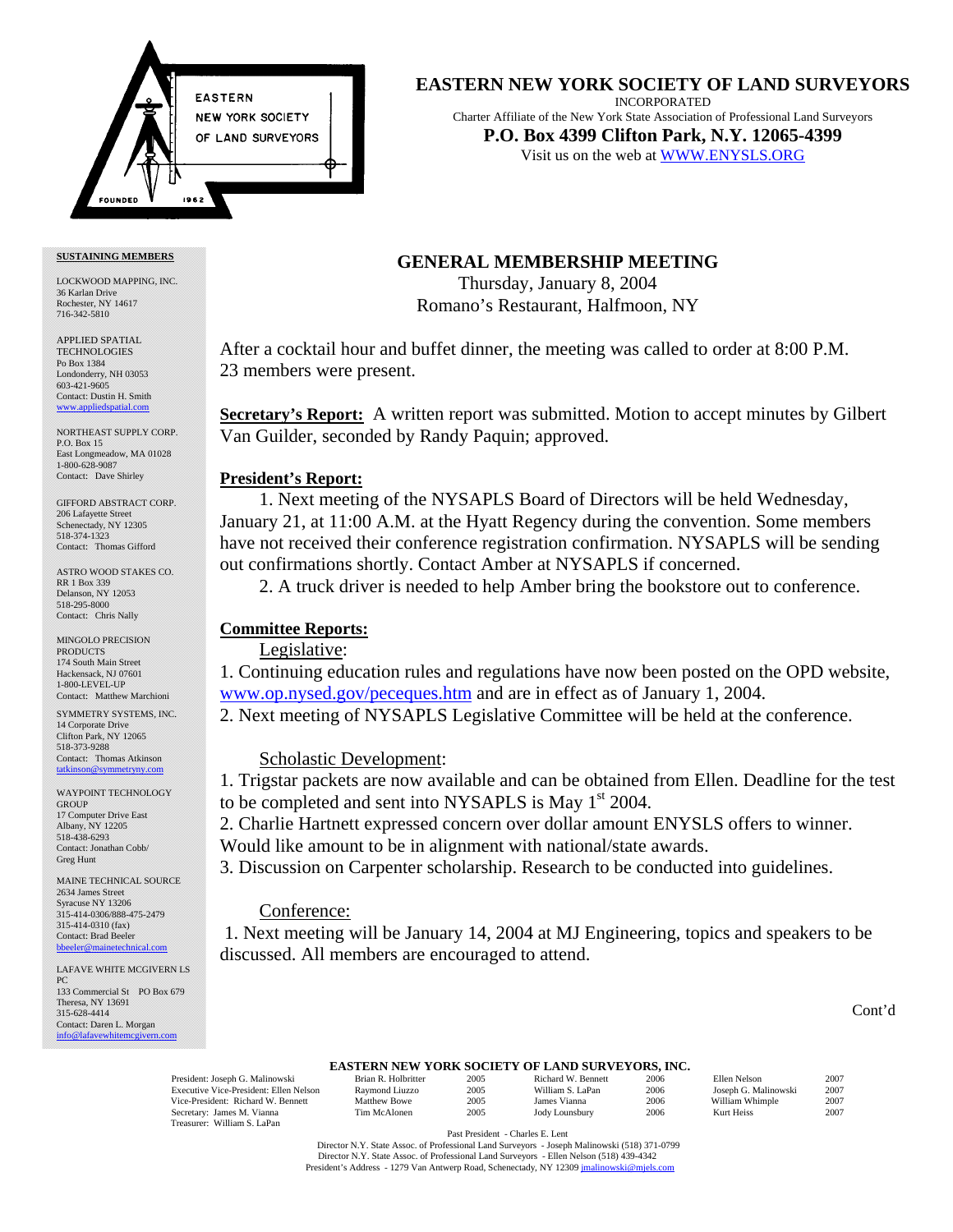# EASTERN NEW YORK SOCIETY OF LAND SURVEYORS

INCORPORATED

Charter Affiliate of the New York State Association of Professional Land Surveyors

**P.O. Box 4399 Clifton Park, N.Y. 12065-4399**

Visit us on the web at WWW.ENYSLS.ORG

**SUSTAINING MEMBERS**

LOCKWOOD MAPPING, INC.
36 Karlan Drive
Rochester, NY 14617
716-342-5810

APPLIED SPATIAL TECHNOLOGIES
Po Box 1384
Londonderry, NH 03053
603-421-9605
Contact: Dustin H. Smith
www.appliedspatial.com

NORTHEAST SUPPLY CORP.
P.O. Box 15
East Longmeadow, MA 01028
1-800-628-9087
Contact: Dave Shirley

GIFFORD ABSTRACT CORP.
206 Lafayette Street
Schenectady, NY 12305
518-374-1323
Contact: Thomas Gifford

ASTRO WOOD STAKES CO.
RR 1 Box 339
Delanson, NY 12053
518-295-8000
Contact: Chris Nally

MINGOLO PRECISION PRODUCTS
174 South Main Street
Hackensack, NJ 07601
1-800-LEVEL-UP
Contact: Matthew Marchioni

SYMMETRY SYSTEMS, INC.
14 Corporate Drive
Clifton Park, NY 12065
518-373-9288
Contact: Thomas Atkinson
tatkinson@symmetryny.com

WAYPOINT TECHNOLOGY GROUP
17 Computer Drive East
Albany, NY 12205
518-438-6293
Contact: Jonathan Cobb/ Greg Hunt

MAINE TECHNICAL SOURCE
2634 James Street
Syracuse NY 13206
315-414-0306/888-475-2479
315-414-0310 (fax)
Contact: Brad Beeler
bbeeler@mainetechnical.com

LAFAVE WHITE MCGIVERN LS PC
133 Commercial St PO Box 679
Theresa, NY 13691
315-628-4414
Contact: Daren L. Morgan
info@lafavewhitemcgivern.com

## GENERAL MEMBERSHIP MEETING

Thursday, January 8, 2004
Romano's Restaurant, Halfmoon, NY

After a cocktail hour and buffet dinner, the meeting was called to order at 8:00 P.M. 23 members were present.

**Secretary's Report:** A written report was submitted. Motion to accept minutes by Gilbert Van Guilder, seconded by Randy Paquin; approved.

**President's Report:**

1. Next meeting of the NYSAPLS Board of Directors will be held Wednesday, January 21, at 11:00 A.M. at the Hyatt Regency during the convention. Some members have not received their conference registration confirmation. NYSAPLS will be sending out confirmations shortly. Contact Amber at NYSAPLS if concerned.
2. A truck driver is needed to help Amber bring the bookstore out to conference.

**Committee Reports:**

Legislative:

1. Continuing education rules and regulations have now been posted on the OPD website, www.op.nysed.gov/peceques.htm and are in effect as of January 1, 2004.
2. Next meeting of NYSAPLS Legislative Committee will be held at the conference.

Scholastic Development:

1. Trigstar packets are now available and can be obtained from Ellen. Deadline for the test to be completed and sent into NYSAPLS is May 1st 2004.
2. Charlie Hartnett expressed concern over dollar amount ENYSLS offers to winner. Would like amount to be in alignment with national/state awards.
3. Discussion on Carpenter scholarship. Research to be conducted into guidelines.

Conference:

1. Next meeting will be January 14, 2004 at MJ Engineering, topics and speakers to be discussed. All members are encouraged to attend.

Cont'd

**EASTERN NEW YORK SOCIETY OF LAND SURVEYORS, INC.**

| Officers | Director | Term | Director | Term | Director | Term |
|---|---|---|---|---|---|---|
| President: Joseph G. Malinowski | Brian R. Holbritter | 2005 | Richard W. Bennett | 2006 | Ellen Nelson | 2007 |
| Executive Vice-President: Ellen Nelson | Raymond Liuzzo | 2005 | William S. LaPan | 2006 | Joseph G. Malinowski | 2007 |
| Vice-President: Richard W. Bennett | Matthew Bowe | 2005 | James Vianna | 2006 | William Whimple | 2007 |
| Secretary: James M. Vianna | Tim McAlonen | 2005 | Jody Lounsbury | 2006 | Kurt Heiss | 2007 |
| Treasurer: William S. LaPan | | | | | | |

Past President - Charles E. Lent

Director N.Y. State Assoc. of Professional Land Surveyors - Joseph Malinowski (518) 371-0799
Director N.Y. State Assoc. of Professional Land Surveyors - Ellen Nelson (518) 439-4342
President's Address - 1279 Van Antwerp Road, Schenectady, NY 12309 jmalinowski@mjels.com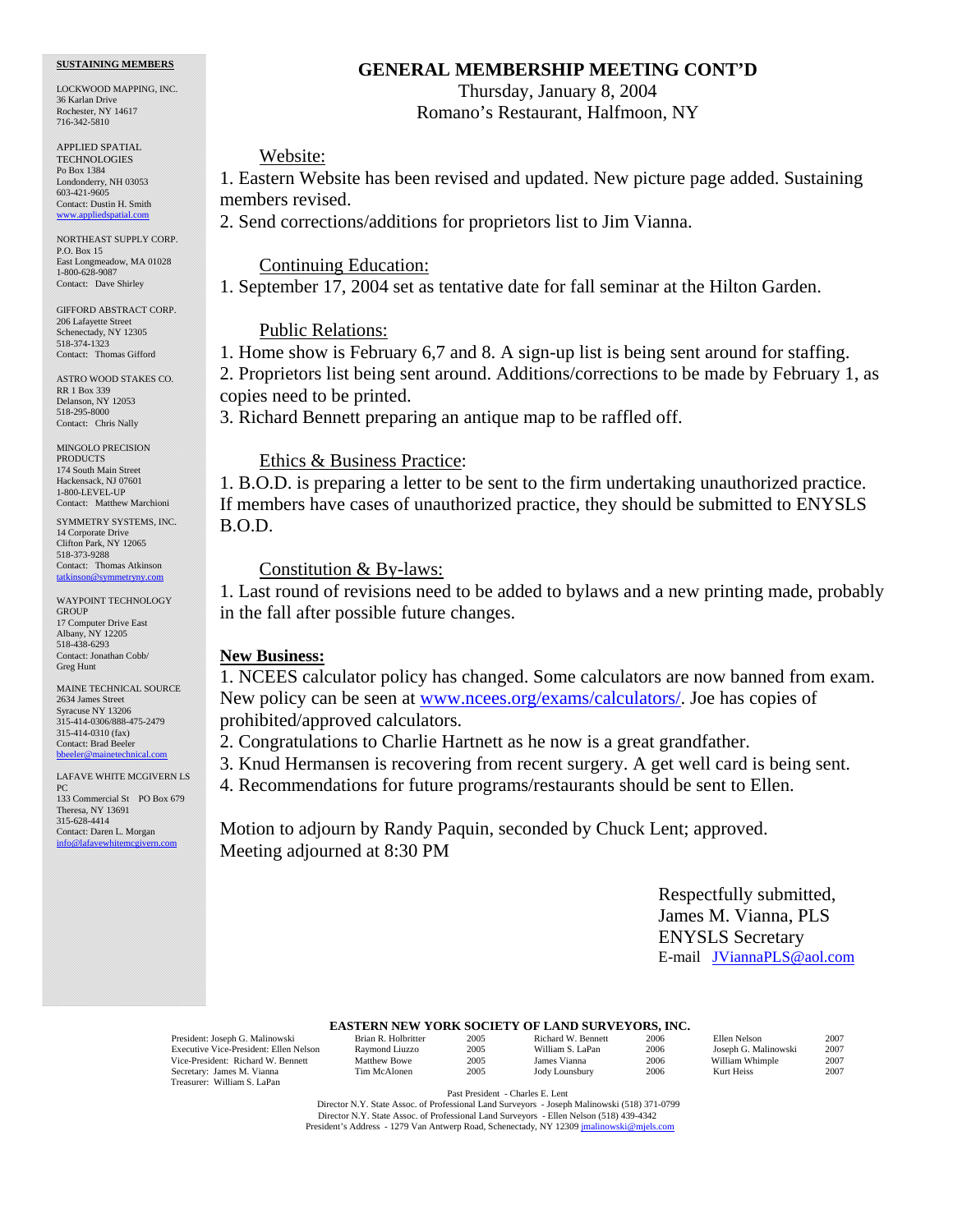**SUSTAINING MEMBERS**

LOCKWOOD MAPPING, INC.
36 Karlan Drive
Rochester, NY 14617
716-342-5810

APPLIED SPATIAL TECHNOLOGIES
Po Box 1384
Londonderry, NH 03053
603-421-9605
Contact: Dustin H. Smith
www.appliedspatial.com

NORTHEAST SUPPLY CORP.
P.O. Box 15
East Longmeadow, MA 01028
1-800-628-9087
Contact: Dave Shirley

GIFFORD ABSTRACT CORP.
206 Lafayette Street
Schenectady, NY 12305
518-374-1323
Contact: Thomas Gifford

ASTRO WOOD STAKES CO.
RR 1 Box 339
Delanson, NY 12053
518-295-8000
Contact: Chris Nally

MINGOLO PRECISION PRODUCTS
174 South Main Street
Hackensack, NJ 07601
1-800-LEVEL-UP
Contact: Matthew Marchioni

SYMMETRY SYSTEMS, INC.
14 Corporate Drive
Clifton Park, NY 12065
518-373-9288
Contact: Thomas Atkinson
tatkinson@symmetryny.com

WAYPOINT TECHNOLOGY GROUP
17 Computer Drive East
Albany, NY 12205
518-438-6293
Contact: Jonathan Cobb/ Greg Hunt

MAINE TECHNICAL SOURCE
2634 James Street
Syracuse NY 13206
315-414-0306/888-475-2479
315-414-0310 (fax)
Contact: Brad Beeler
bbeeler@mainetechnical.com

LAFAVE WHITE MCGIVERN LS PC
133 Commercial St PO Box 679
Theresa, NY 13691
315-628-4414
Contact: Daren L. Morgan
info@lafavewhitemcgivern.com

# GENERAL MEMBERSHIP MEETING CONT'D

Thursday, January 8, 2004
Romano's Restaurant, Halfmoon, NY

Website:

1. Eastern Website has been revised and updated. New picture page added. Sustaining members revised.
2. Send corrections/additions for proprietors list to Jim Vianna.

Continuing Education:

1. September 17, 2004 set as tentative date for fall seminar at the Hilton Garden.

Public Relations:

1. Home show is February 6,7 and 8. A sign-up list is being sent around for staffing.
2. Proprietors list being sent around. Additions/corrections to be made by February 1, as copies need to be printed.
3. Richard Bennett preparing an antique map to be raffled off.

Ethics & Business Practice:

1. B.O.D. is preparing a letter to be sent to the firm undertaking unauthorized practice. If members have cases of unauthorized practice, they should be submitted to ENYSLS B.O.D.

Constitution & By-laws:

1. Last round of revisions need to be added to bylaws and a new printing made, probably in the fall after possible future changes.

**New Business:**

1. NCEES calculator policy has changed. Some calculators are now banned from exam. New policy can be seen at www.ncees.org/exams/calculators/. Joe has copies of prohibited/approved calculators.
2. Congratulations to Charlie Hartnett as he now is a great grandfather.
3. Knud Hermansen is recovering from recent surgery. A get well card is being sent.
4. Recommendations for future programs/restaurants should be sent to Ellen.

Motion to adjourn by Randy Paquin, seconded by Chuck Lent; approved.
Meeting adjourned at 8:30 PM

Respectfully submitted,
James M. Vianna, PLS
ENYSLS Secretary
E-mail JViannaPLS@aol.com

**EASTERN NEW YORK SOCIETY OF LAND SURVEYORS, INC.**

| | | | | | | | |
|---|---|---|---|---|---|---|---|
| President: Joseph G. Malinowski | Brian R. Holbritter | 2005 | Richard W. Bennett | 2006 | Ellen Nelson | 2007 |
| Executive Vice-President: Ellen Nelson | Raymond Liuzzo | 2005 | William S. LaPan | 2006 | Joseph G. Malinowski | 2007 |
| Vice-President: Richard W. Bennett | Matthew Bowe | 2005 | James Vianna | 2006 | William Whimple | 2007 |
| Secretary: James M. Vianna | Tim McAlonen | 2005 | Jody Lounsbury | 2006 | Kurt Heiss | 2007 |
| Treasurer: William S. LaPan | | | | | | |

Past President - Charles E. Lent
Director N.Y. State Assoc. of Professional Land Surveyors - Joseph Malinowski (518) 371-0799
Director N.Y. State Assoc. of Professional Land Surveyors - Ellen Nelson (518) 439-4342
President's Address - 1279 Van Antwerp Road, Schenectady, NY 12309 jmalinowski@mjels.com